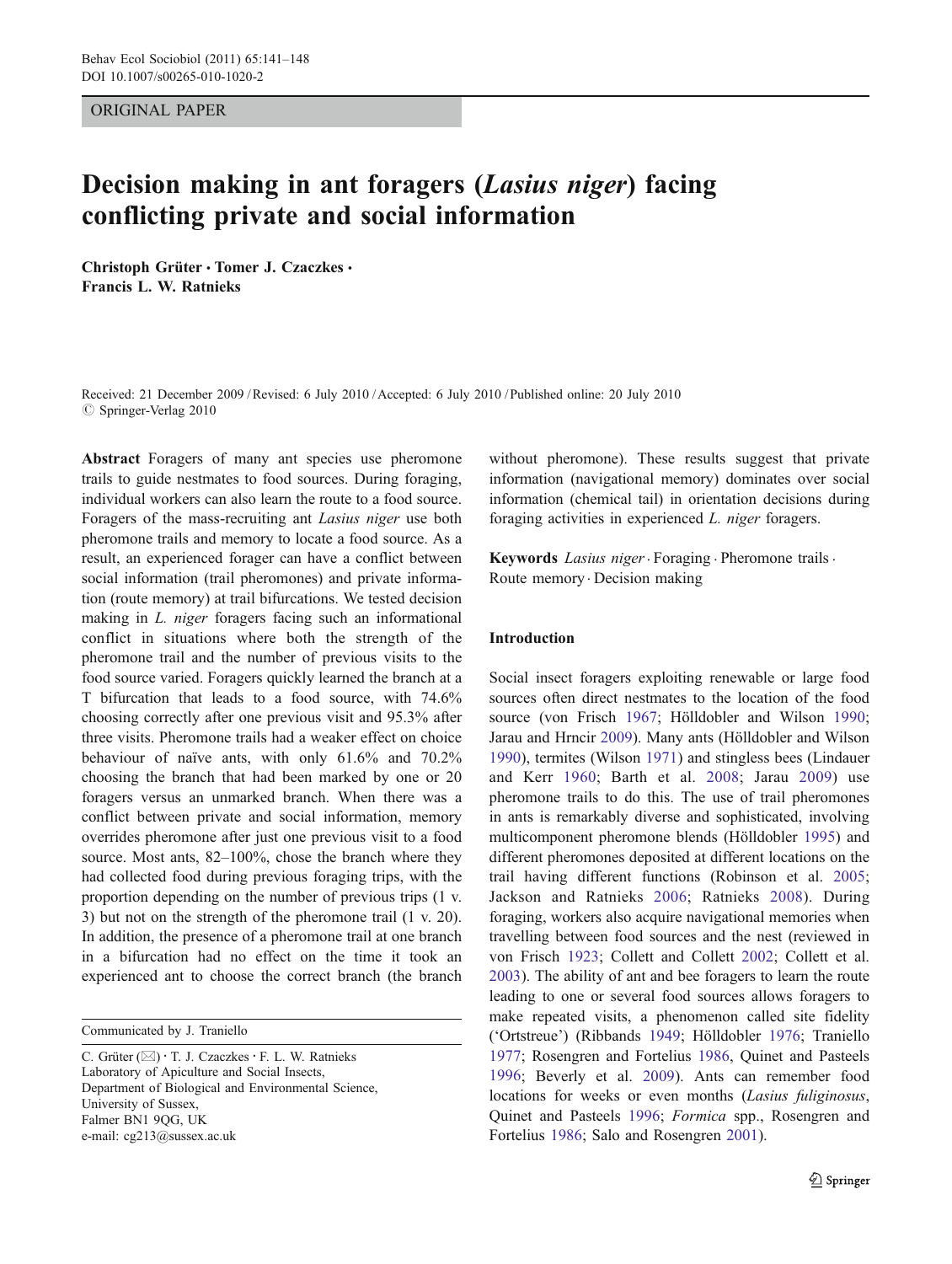ORIGINAL PAPER

# Decision making in ant foragers (*Lasius niger*) facing conflicting private and social information

**Christoph Grüter · Tomer J. Czaczkes · Francis L. W. Ratnieks**

Received: 21 December 2009 / Revised: 6 July 2010 / Accepted: 6 July 2010 / Published online: 20 July 2010
© Springer-Verlag 2010

**Abstract** Foragers of many ant species use pheromone trails to guide nestmates to food sources. During foraging, individual workers can also learn the route to a food source. Foragers of the mass-recruiting ant *Lasius niger* use both pheromone trails and memory to locate a food source. As a result, an experienced forager can have a conflict between social information (trail pheromones) and private information (route memory) at trail bifurcations. We tested decision making in *L. niger* foragers facing such an informational conflict in situations where both the strength of the pheromone trail and the number of previous visits to the food source varied. Foragers quickly learned the branch at a T bifurcation that leads to a food source, with 74.6% choosing correctly after one previous visit and 95.3% after three visits. Pheromone trails had a weaker effect on choice behaviour of naïve ants, with only 61.6% and 70.2% choosing the branch that had been marked by one or 20 foragers versus an unmarked branch. When there was a conflict between private and social information, memory overrides pheromone after just one previous visit to a food source. Most ants, 82–100%, chose the branch where they had collected food during previous foraging trips, with the proportion depending on the number of previous trips (1 v. 3) but not on the strength of the pheromone trail (1 v. 20). In addition, the presence of a pheromone trail at one branch in a bifurcation had no effect on the time it took an experienced ant to choose the correct branch (the branch without pheromone). These results suggest that private information (navigational memory) dominates over social information (chemical tail) in orientation decisions during foraging activities in experienced *L. niger* foragers.

**Keywords** *Lasius niger* · Foraging · Pheromone trails · Route memory · Decision making

Communicated by J. Traniello

C. Grüter (✉) · T. J. Czaczkes · F. L. W. Ratnieks
Laboratory of Apiculture and Social Insects,
Department of Biological and Environmental Science,
University of Sussex,
Falmer BN1 9QG, UK
e-mail: cg213@sussex.ac.uk

## Introduction

Social insect foragers exploiting renewable or large food sources often direct nestmates to the location of the food source (von Frisch 1967; Hölldobler and Wilson 1990; Jarau and Hrncir 2009). Many ants (Hölldobler and Wilson 1990), termites (Wilson 1971) and stingless bees (Lindauer and Kerr 1960; Barth et al. 2008; Jarau 2009) use pheromone trails to do this. The use of trail pheromones in ants is remarkably diverse and sophisticated, involving multicomponent pheromone blends (Hölldobler 1995) and different pheromones deposited at different locations on the trail having different functions (Robinson et al. 2005; Jackson and Ratnieks 2006; Ratnieks 2008). During foraging, workers also acquire navigational memories when travelling between food sources and the nest (reviewed in von Frisch 1923; Collett and Collett 2002; Collett et al. 2003). The ability of ant and bee foragers to learn the route leading to one or several food sources allows foragers to make repeated visits, a phenomenon called site fidelity ('Ortstreue') (Ribbands 1949; Hölldobler 1976; Traniello 1977; Rosengren and Fortelius 1986, Quinet and Pasteels 1996; Beverly et al. 2009). Ants can remember food locations for weeks or even months (*Lasius fuliginosus*, Quinet and Pasteels 1996; *Formica* spp., Rosengren and Fortelius 1986; Salo and Rosengren 2001).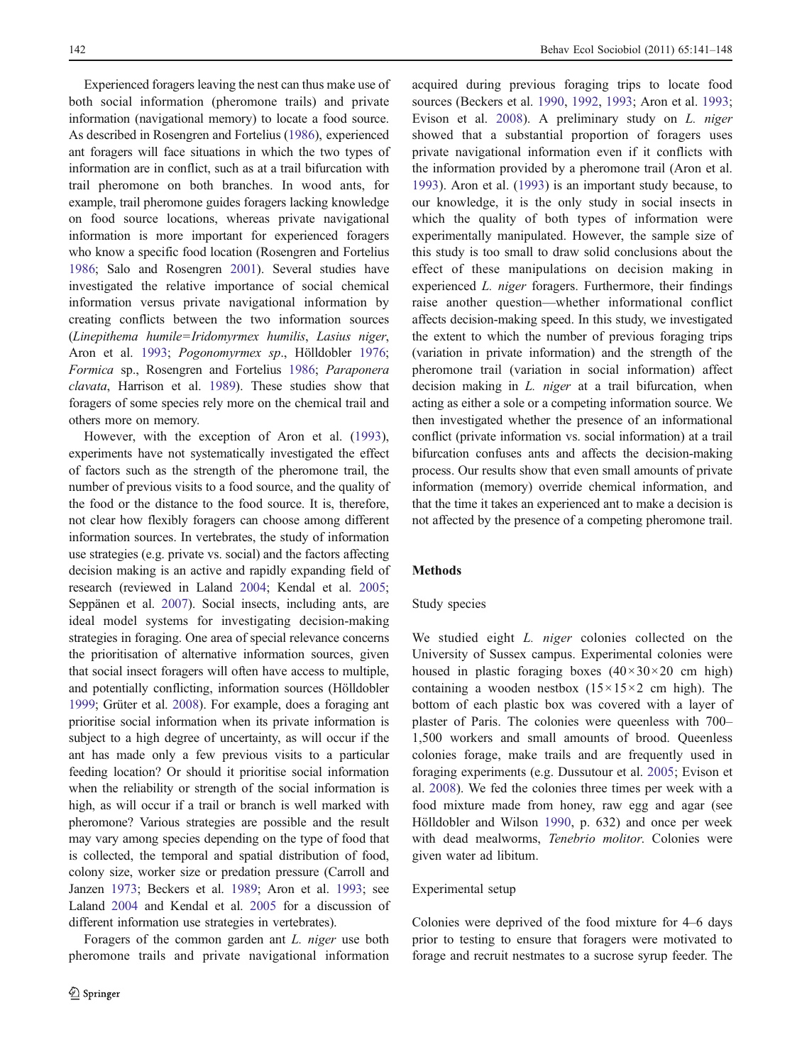Experienced foragers leaving the nest can thus make use of both social information (pheromone trails) and private information (navigational memory) to locate a food source. As described in Rosengren and Fortelius (1986), experienced ant foragers will face situations in which the two types of information are in conflict, such as at a trail bifurcation with trail pheromone on both branches. In wood ants, for example, trail pheromone guides foragers lacking knowledge on food source locations, whereas private navigational information is more important for experienced foragers who know a specific food location (Rosengren and Fortelius 1986; Salo and Rosengren 2001). Several studies have investigated the relative importance of social chemical information versus private navigational information by creating conflicts between the two information sources (*Linepithema humile=Iridomyrmex humilis*, *Lasius niger*, Aron et al. 1993; *Pogonomyrmex sp*., Hölldobler 1976; *Formica* sp., Rosengren and Fortelius 1986; *Paraponera clavata*, Harrison et al. 1989). These studies show that foragers of some species rely more on the chemical trail and others more on memory.

However, with the exception of Aron et al. (1993), experiments have not systematically investigated the effect of factors such as the strength of the pheromone trail, the number of previous visits to a food source, and the quality of the food or the distance to the food source. It is, therefore, not clear how flexibly foragers can choose among different information sources. In vertebrates, the study of information use strategies (e.g. private vs. social) and the factors affecting decision making is an active and rapidly expanding field of research (reviewed in Laland 2004; Kendal et al. 2005; Seppänen et al. 2007). Social insects, including ants, are ideal model systems for investigating decision-making strategies in foraging. One area of special relevance concerns the prioritisation of alternative information sources, given that social insect foragers will often have access to multiple, and potentially conflicting, information sources (Hölldobler 1999; Grüter et al. 2008). For example, does a foraging ant prioritise social information when its private information is subject to a high degree of uncertainty, as will occur if the ant has made only a few previous visits to a particular feeding location? Or should it prioritise social information when the reliability or strength of the social information is high, as will occur if a trail or branch is well marked with pheromone? Various strategies are possible and the result may vary among species depending on the type of food that is collected, the temporal and spatial distribution of food, colony size, worker size or predation pressure (Carroll and Janzen 1973; Beckers et al. 1989; Aron et al. 1993; see Laland 2004 and Kendal et al. 2005 for a discussion of different information use strategies in vertebrates).

Foragers of the common garden ant *L. niger* use both pheromone trails and private navigational information acquired during previous foraging trips to locate food sources (Beckers et al. 1990, 1992, 1993; Aron et al. 1993; Evison et al. 2008). A preliminary study on *L. niger* showed that a substantial proportion of foragers uses private navigational information even if it conflicts with the information provided by a pheromone trail (Aron et al. 1993). Aron et al. (1993) is an important study because, to our knowledge, it is the only study in social insects in which the quality of both types of information were experimentally manipulated. However, the sample size of this study is too small to draw solid conclusions about the effect of these manipulations on decision making in experienced *L. niger* foragers. Furthermore, their findings raise another question—whether informational conflict affects decision-making speed. In this study, we investigated the extent to which the number of previous foraging trips (variation in private information) and the strength of the pheromone trail (variation in social information) affect decision making in *L. niger* at a trail bifurcation, when acting as either a sole or a competing information source. We then investigated whether the presence of an informational conflict (private information vs. social information) at a trail bifurcation confuses ants and affects the decision-making process. Our results show that even small amounts of private information (memory) override chemical information, and that the time it takes an experienced ant to make a decision is not affected by the presence of a competing pheromone trail.

## Methods

### Study species

We studied eight *L. niger* colonies collected on the University of Sussex campus. Experimental colonies were housed in plastic foraging boxes (40×30×20 cm high) containing a wooden nestbox (15×15×2 cm high). The bottom of each plastic box was covered with a layer of plaster of Paris. The colonies were queenless with 700–1,500 workers and small amounts of brood. Queenless colonies forage, make trails and are frequently used in foraging experiments (e.g. Dussutour et al. 2005; Evison et al. 2008). We fed the colonies three times per week with a food mixture made from honey, raw egg and agar (see Hölldobler and Wilson 1990, p. 632) and once per week with dead mealworms, *Tenebrio molitor*. Colonies were given water ad libitum.

### Experimental setup

Colonies were deprived of the food mixture for 4–6 days prior to testing to ensure that foragers were motivated to forage and recruit nestmates to a sucrose syrup feeder. The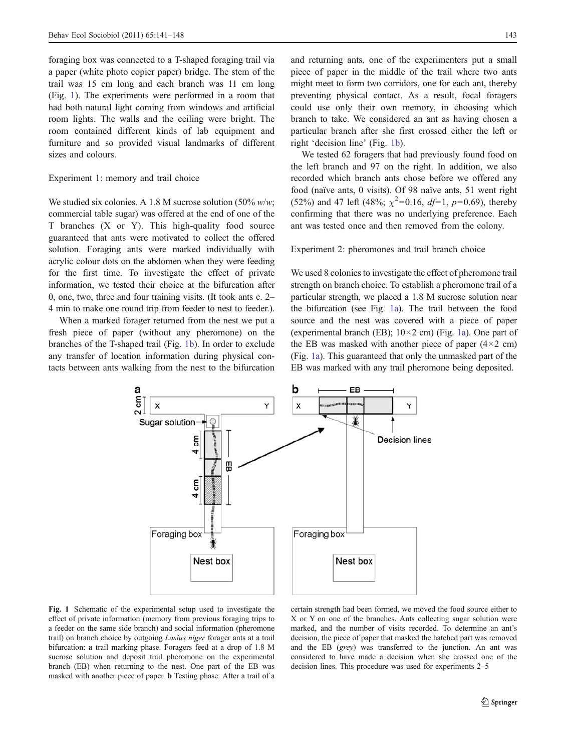foraging box was connected to a T-shaped foraging trail via a paper (white photo copier paper) bridge. The stem of the trail was 15 cm long and each branch was 11 cm long (Fig. 1). The experiments were performed in a room that had both natural light coming from windows and artificial room lights. The walls and the ceiling were bright. The room contained different kinds of lab equipment and furniture and so provided visual landmarks of different sizes and colours.

### Experiment 1: memory and trail choice

We studied six colonies. A 1.8 M sucrose solution (50% *w*/*w*; commercial table sugar) was offered at the end of one of the T branches (X or Y). This high-quality food source guaranteed that ants were motivated to collect the offered solution. Foraging ants were marked individually with acrylic colour dots on the abdomen when they were feeding for the first time. To investigate the effect of private information, we tested their choice at the bifurcation after 0, one, two, three and four training visits. (It took ants c. 2–4 min to make one round trip from feeder to nest to feeder.).

When a marked forager returned from the nest we put a fresh piece of paper (without any pheromone) on the branches of the T-shaped trail (Fig. 1b). In order to exclude any transfer of location information during physical contacts between ants walking from the nest to the bifurcation and returning ants, one of the experimenters put a small piece of paper in the middle of the trail where two ants might meet to form two corridors, one for each ant, thereby preventing physical contact. As a result, focal foragers could use only their own memory, in choosing which branch to take. We considered an ant as having chosen a particular branch after she first crossed either the left or right 'decision line' (Fig. 1b).

We tested 62 foragers that had previously found food on the left branch and 97 on the right. In addition, we also recorded which branch ants chose before we offered any food (naïve ants, 0 visits). Of 98 naïve ants, 51 went right (52%) and 47 left (48%; $\chi^2=0.16$, $df=1$, $p=0.69$), thereby confirming that there was no underlying preference. Each ant was tested once and then removed from the colony.

### Experiment 2: pheromones and trail branch choice

We used 8 colonies to investigate the effect of pheromone trail strength on branch choice. To establish a pheromone trail of a particular strength, we placed a 1.8 M sucrose solution near the bifurcation (see Fig. 1a). The trail between the food source and the nest was covered with a piece of paper (experimental branch (EB); 10×2 cm) (Fig. 1a). One part of the EB was masked with another piece of paper (4×2 cm) (Fig. 1a). This guaranteed that only the unmasked part of the EB was marked with any trail pheromone being deposited.

**Fig. 1** Schematic of the experimental setup used to investigate the effect of private information (memory from previous foraging trips to a feeder on the same side branch) and social information (pheromone trail) on branch choice by outgoing *Lasius niger* forager ants at a trail bifurcation: **a** trail marking phase. Foragers feed at a drop of 1.8 M sucrose solution and deposit trail pheromone on the experimental branch (EB) when returning to the nest. One part of the EB was masked with another piece of paper. **b** Testing phase. After a trail of a certain strength had been formed, we moved the food source either to X or Y on one of the branches. Ants collecting sugar solution were marked, and the number of visits recorded. To determine an ant's decision, the piece of paper that masked the hatched part was removed and the EB (*grey*) was transferred to the junction. An ant was considered to have made a decision when she crossed one of the decision lines. This procedure was used for experiments 2–5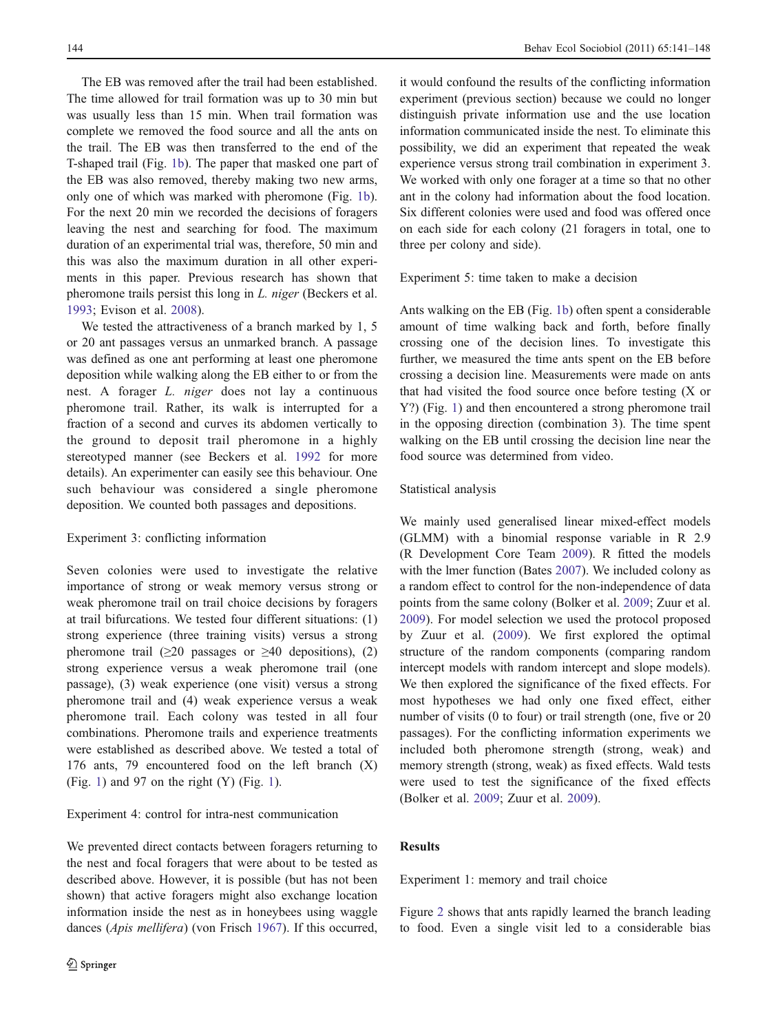The EB was removed after the trail had been established. The time allowed for trail formation was up to 30 min but was usually less than 15 min. When trail formation was complete we removed the food source and all the ants on the trail. The EB was then transferred to the end of the T-shaped trail (Fig. 1b). The paper that masked one part of the EB was also removed, thereby making two new arms, only one of which was marked with pheromone (Fig. 1b). For the next 20 min we recorded the decisions of foragers leaving the nest and searching for food. The maximum duration of an experimental trial was, therefore, 50 min and this was also the maximum duration in all other experiments in this paper. Previous research has shown that pheromone trails persist this long in *L. niger* (Beckers et al. 1993; Evison et al. 2008).

We tested the attractiveness of a branch marked by 1, 5 or 20 ant passages versus an unmarked branch. A passage was defined as one ant performing at least one pheromone deposition while walking along the EB either to or from the nest. A forager *L. niger* does not lay a continuous pheromone trail. Rather, its walk is interrupted for a fraction of a second and curves its abdomen vertically to the ground to deposit trail pheromone in a highly stereotyped manner (see Beckers et al. 1992 for more details). An experimenter can easily see this behaviour. One such behaviour was considered a single pheromone deposition. We counted both passages and depositions.

### Experiment 3: conflicting information

Seven colonies were used to investigate the relative importance of strong or weak memory versus strong or weak pheromone trail on trail choice decisions by foragers at trail bifurcations. We tested four different situations: (1) strong experience (three training visits) versus a strong pheromone trail ($\geq$20 passages or $\geq$40 depositions), (2) strong experience versus a weak pheromone trail (one passage), (3) weak experience (one visit) versus a strong pheromone trail and (4) weak experience versus a weak pheromone trail. Each colony was tested in all four combinations. Pheromone trails and experience treatments were established as described above. We tested a total of 176 ants, 79 encountered food on the left branch (X) (Fig. 1) and 97 on the right (Y) (Fig. 1).

### Experiment 4: control for intra-nest communication

We prevented direct contacts between foragers returning to the nest and focal foragers that were about to be tested as described above. However, it is possible (but has not been shown) that active foragers might also exchange location information inside the nest as in honeybees using waggle dances (*Apis mellifera*) (von Frisch 1967). If this occurred, it would confound the results of the conflicting information experiment (previous section) because we could no longer distinguish private information use and the use location information communicated inside the nest. To eliminate this possibility, we did an experiment that repeated the weak experience versus strong trail combination in experiment 3. We worked with only one forager at a time so that no other ant in the colony had information about the food location. Six different colonies were used and food was offered once on each side for each colony (21 foragers in total, one to three per colony and side).

### Experiment 5: time taken to make a decision

Ants walking on the EB (Fig. 1b) often spent a considerable amount of time walking back and forth, before finally crossing one of the decision lines. To investigate this further, we measured the time ants spent on the EB before crossing a decision line. Measurements were made on ants that had visited the food source once before testing (X or Y?) (Fig. 1) and then encountered a strong pheromone trail in the opposing direction (combination 3). The time spent walking on the EB until crossing the decision line near the food source was determined from video.

### Statistical analysis

We mainly used generalised linear mixed-effect models (GLMM) with a binomial response variable in R 2.9 (R Development Core Team 2009). R fitted the models with the lmer function (Bates 2007). We included colony as a random effect to control for the non-independence of data points from the same colony (Bolker et al. 2009; Zuur et al. 2009). For model selection we used the protocol proposed by Zuur et al. (2009). We first explored the optimal structure of the random components (comparing random intercept models with random intercept and slope models). We then explored the significance of the fixed effects. For most hypotheses we had only one fixed effect, either number of visits (0 to four) or trail strength (one, five or 20 passages). For the conflicting information experiments we included both pheromone strength (strong, weak) and memory strength (strong, weak) as fixed effects. Wald tests were used to test the significance of the fixed effects (Bolker et al. 2009; Zuur et al. 2009).

## Results

### Experiment 1: memory and trail choice

Figure 2 shows that ants rapidly learned the branch leading to food. Even a single visit led to a considerable bias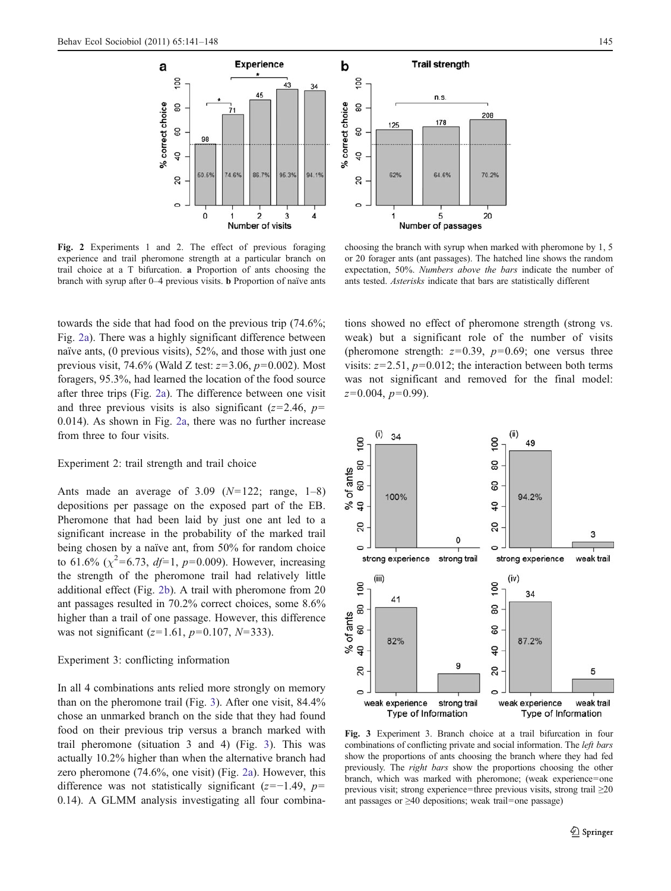Fig. 2 Experiments 1 and 2. The effect of previous foraging experience and trail pheromone strength at a particular branch on trail choice at a T bifurcation. **a** Proportion of ants choosing the branch with syrup after 0–4 previous visits. **b** Proportion of naïve ants choosing the branch with syrup when marked with pheromone by 1, 5 or 20 forager ants (ant passages). The hatched line shows the random expectation, 50%. *Numbers above the bars* indicate the number of ants tested. *Asterisks* indicate that bars are statistically different

towards the side that had food on the previous trip (74.6%; Fig. 2a). There was a highly significant difference between naïve ants, (0 previous visits), 52%, and those with just one previous visit, 74.6% (Wald Z test: $z=3.06$, $p=0.002$). Most foragers, 95.3%, had learned the location of the food source after three trips (Fig. 2a). The difference between one visit and three previous visits is also significant ($z=2.46$, $p=0.014$). As shown in Fig. 2a, there was no further increase from three to four visits.

Experiment 2: trail strength and trail choice

Ants made an average of 3.09 ($N=122$; range, 1–8) depositions per passage on the exposed part of the EB. Pheromone that had been laid by just one ant led to a significant increase in the probability of the marked trail being chosen by a naïve ant, from 50% for random choice to 61.6% ($\chi^2=6.73$, $df=1$, $p=0.009$). However, increasing the strength of the pheromone trail had relatively little additional effect (Fig. 2b). A trail with pheromone from 20 ant passages resulted in 70.2% correct choices, some 8.6% higher than a trail of one passage. However, this difference was not significant ($z=1.61$, $p=0.107$, $N=333$).

Experiment 3: conflicting information

In all 4 combinations ants relied more strongly on memory than on the pheromone trail (Fig. 3). After one visit, 84.4% chose an unmarked branch on the side that they had found food on their previous trip versus a branch marked with trail pheromone (situation 3 and 4) (Fig. 3). This was actually 10.2% higher than when the alternative branch had zero pheromone (74.6%, one visit) (Fig. 2a). However, this difference was not statistically significant ($z=-1.49$, $p=0.14$). A GLMM analysis investigating all four combinations showed no effect of pheromone strength (strong vs. weak) but a significant role of the number of visits (pheromone strength: $z=0.39$, $p=0.69$; one versus three visits: $z=2.51$, $p=0.012$; the interaction between both terms was not significant and removed for the final model: $z=0.004$, $p=0.99$).

Fig. 3 Experiment 3. Branch choice at a trail bifurcation in four combinations of conflicting private and social information. The *left bars* show the proportions of ants choosing the branch where they had fed previously. The *right bars* show the proportions choosing the other branch, which was marked with pheromone; (weak experience=one previous visit; strong experience=three previous visits, strong trail ≥20 ant passages or ≥40 depositions; weak trail=one passage)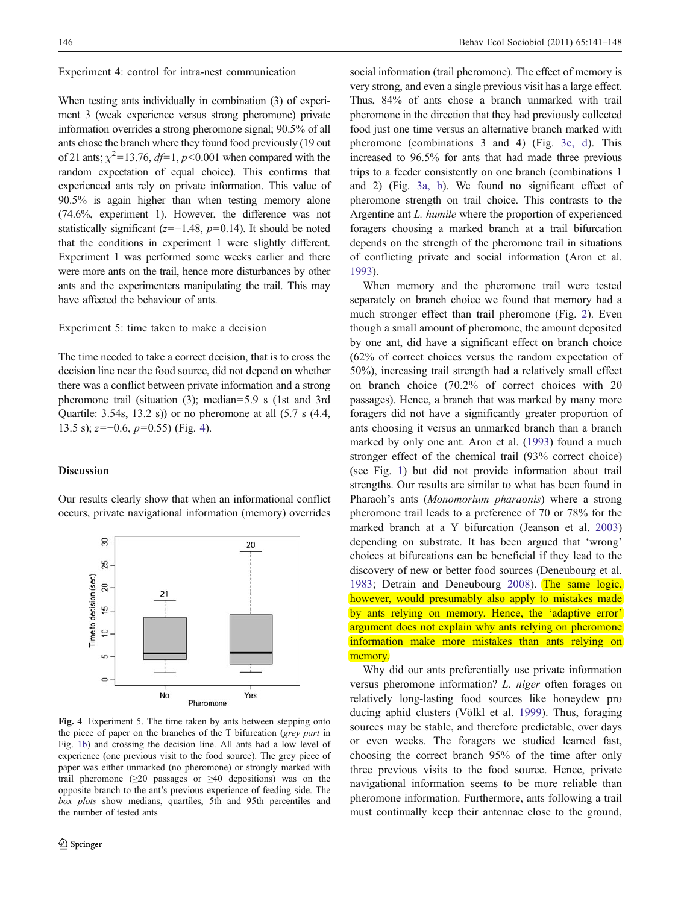Experiment 4: control for intra-nest communication

When testing ants individually in combination (3) of experiment 3 (weak experience versus strong pheromone) private information overrides a strong pheromone signal; 90.5% of all ants chose the branch where they found food previously (19 out of 21 ants; $\chi^2=13.76$, $df=1$, $p<0.001$ when compared with the random expectation of equal choice). This confirms that experienced ants rely on private information. This value of 90.5% is again higher than when testing memory alone (74.6%, experiment 1). However, the difference was not statistically significant ($z=-1.48$, $p=0.14$). It should be noted that the conditions in experiment 1 were slightly different. Experiment 1 was performed some weeks earlier and there were more ants on the trail, hence more disturbances by other ants and the experimenters manipulating the trail. This may have affected the behaviour of ants.

Experiment 5: time taken to make a decision

The time needed to take a correct decision, that is to cross the decision line near the food source, did not depend on whether there was a conflict between private information and a strong pheromone trail (situation (3); median=5.9 s (1st and 3rd Quartile: 3.54s, 13.2 s)) or no pheromone at all (5.7 s (4.4, 13.5 s); $z=-0.6$, $p=0.55$) (Fig. 4).

**Fig. 4** Experiment 5. The time taken by ants between stepping onto the piece of paper on the branches of the T bifurcation (*grey part* in Fig. 1b) and crossing the decision line. All ants had a low level of experience (one previous visit to the food source). The grey piece of paper was either unmarked (no pheromone) or strongly marked with trail pheromone (≥20 passages or ≥40 depositions) was on the opposite branch to the ant's previous experience of feeding side. The *box plots* show medians, quartiles, 5th and 95th percentiles and the number of tested ants

## Discussion

Our results clearly show that when an informational conflict occurs, private navigational information (memory) overrides social information (trail pheromone). The effect of memory is very strong, and even a single previous visit has a large effect. Thus, 84% of ants chose a branch unmarked with trail pheromone in the direction that they had previously collected food just one time versus an alternative branch marked with pheromone (combinations 3 and 4) (Fig. 3c, d). This increased to 96.5% for ants that had made three previous trips to a feeder consistently on one branch (combinations 1 and 2) (Fig. 3a, b). We found no significant effect of pheromone strength on trail choice. This contrasts to the Argentine ant *L. humile* where the proportion of experienced foragers choosing a marked branch at a trail bifurcation depends on the strength of the pheromone trail in situations of conflicting private and social information (Aron et al. 1993).

When memory and the pheromone trail were tested separately on branch choice we found that memory had a much stronger effect than trail pheromone (Fig. 2). Even though a small amount of pheromone, the amount deposited by one ant, did have a significant effect on branch choice (62% of correct choices versus the random expectation of 50%), increasing trail strength had a relatively small effect on branch choice (70.2% of correct choices with 20 passages). Hence, a branch that was marked by many more foragers did not have a significantly greater proportion of ants choosing it versus an unmarked branch than a branch marked by only one ant. Aron et al. (1993) found a much stronger effect of the chemical trail (93% correct choice) (see Fig. 1) but did not provide information about trail strengths. Our results are similar to what has been found in Pharaoh's ants (*Monomorium pharaonis*) where a strong pheromone trail leads to a preference of 70 or 78% for the marked branch at a Y bifurcation (Jeanson et al. 2003) depending on substrate. It has been argued that 'wrong' choices at bifurcations can be beneficial if they lead to the discovery of new or better food sources (Deneubourg et al. 1983; Detrain and Deneubourg 2008). The same logic, however, would presumably also apply to mistakes made by ants relying on memory. Hence, the 'adaptive error' argument does not explain why ants relying on pheromone information make more mistakes than ants relying on memory.

Why did our ants preferentially use private information versus pheromone information? *L. niger* often forages on relatively long-lasting food sources like honeydew producing aphid clusters (Völkl et al. 1999). Thus, foraging sources may be stable, and therefore predictable, over days or even weeks. The foragers we studied learned fast, choosing the correct branch 95% of the time after only three previous visits to the food source. Hence, private navigational information seems to be more reliable than pheromone information. Furthermore, ants following a trail must continually keep their antennae close to the ground,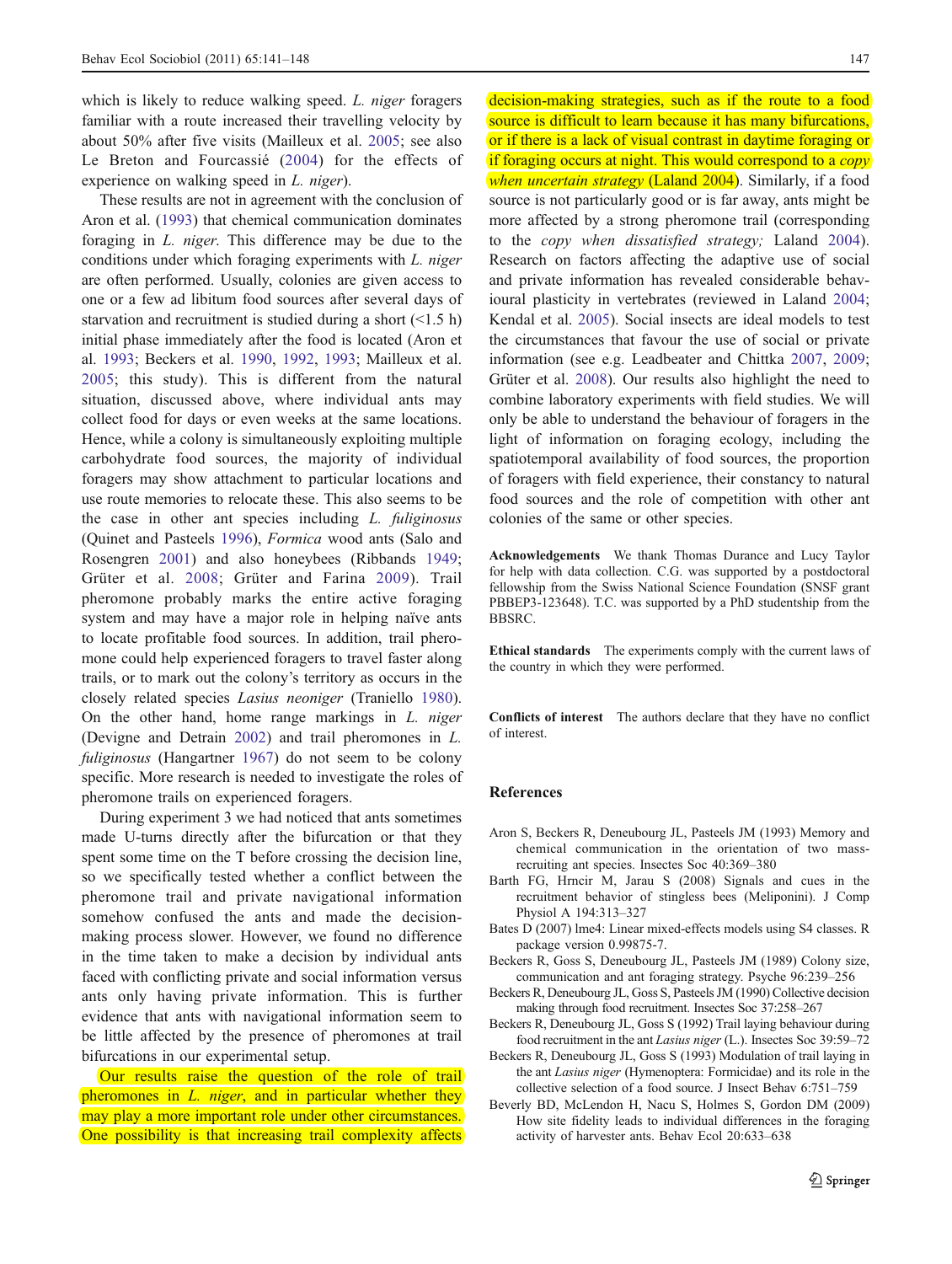which is likely to reduce walking speed. *L. niger* foragers familiar with a route increased their travelling velocity by about 50% after five visits (Mailleux et al. 2005; see also Le Breton and Fourcassié (2004) for the effects of experience on walking speed in *L. niger*).

These results are not in agreement with the conclusion of Aron et al. (1993) that chemical communication dominates foraging in *L. niger*. This difference may be due to the conditions under which foraging experiments with *L. niger* are often performed. Usually, colonies are given access to one or a few ad libitum food sources after several days of starvation and recruitment is studied during a short (<1.5 h) initial phase immediately after the food is located (Aron et al. 1993; Beckers et al. 1990, 1992, 1993; Mailleux et al. 2005; this study). This is different from the natural situation, discussed above, where individual ants may collect food for days or even weeks at the same locations. Hence, while a colony is simultaneously exploiting multiple carbohydrate food sources, the majority of individual foragers may show attachment to particular locations and use route memories to relocate these. This also seems to be the case in other ant species including *L. fuliginosus* (Quinet and Pasteels 1996), *Formica* wood ants (Salo and Rosengren 2001) and also honeybees (Ribbands 1949; Grüter et al. 2008; Grüter and Farina 2009). Trail pheromone probably marks the entire active foraging system and may have a major role in helping naïve ants to locate profitable food sources. In addition, trail pheromone could help experienced foragers to travel faster along trails, or to mark out the colony's territory as occurs in the closely related species *Lasius neoniger* (Traniello 1980). On the other hand, home range markings in *L. niger* (Devigne and Detrain 2002) and trail pheromones in *L. fuliginosus* (Hangartner 1967) do not seem to be colony specific. More research is needed to investigate the roles of pheromone trails on experienced foragers.

During experiment 3 we had noticed that ants sometimes made U-turns directly after the bifurcation or that they spent some time on the T before crossing the decision line, so we specifically tested whether a conflict between the pheromone trail and private navigational information somehow confused the ants and made the decision-making process slower. However, we found no difference in the time taken to make a decision by individual ants faced with conflicting private and social information versus ants only having private information. This is further evidence that ants with navigational information seem to be little affected by the presence of pheromones at trail bifurcations in our experimental setup.

Our results raise the question of the role of trail pheromones in *L. niger*, and in particular whether they may play a more important role under other circumstances. One possibility is that increasing trail complexity affects decision-making strategies, such as if the route to a food source is difficult to learn because it has many bifurcations, or if there is a lack of visual contrast in daytime foraging or if foraging occurs at night. This would correspond to a *copy when uncertain strategy* (Laland 2004). Similarly, if a food source is not particularly good or is far away, ants might be more affected by a strong pheromone trail (corresponding to the *copy when dissatisfied strategy;* Laland 2004). Research on factors affecting the adaptive use of social and private information has revealed considerable behavioural plasticity in vertebrates (reviewed in Laland 2004; Kendal et al. 2005). Social insects are ideal models to test the circumstances that favour the use of social or private information (see e.g. Leadbeater and Chittka 2007, 2009; Grüter et al. 2008). Our results also highlight the need to combine laboratory experiments with field studies. We will only be able to understand the behaviour of foragers in the light of information on foraging ecology, including the spatiotemporal availability of food sources, the proportion of foragers with field experience, their constancy to natural food sources and the role of competition with other ant colonies of the same or other species.

**Acknowledgements** We thank Thomas Durance and Lucy Taylor for help with data collection. C.G. was supported by a postdoctoral fellowship from the Swiss National Science Foundation (SNSF grant PBBEP3-123648). T.C. was supported by a PhD studentship from the BBSRC.

**Ethical standards** The experiments comply with the current laws of the country in which they were performed.

**Conflicts of interest** The authors declare that they have no conflict of interest.

## References

Aron S, Beckers R, Deneubourg JL, Pasteels JM (1993) Memory and chemical communication in the orientation of two mass-recruiting ant species. Insectes Soc 40:369–380

Barth FG, Hrncir M, Jarau S (2008) Signals and cues in the recruitment behavior of stingless bees (Meliponini). J Comp Physiol A 194:313–327

Bates D (2007) lme4: Linear mixed-effects models using S4 classes. R package version 0.99875-7.

Beckers R, Goss S, Deneubourg JL, Pasteels JM (1989) Colony size, communication and ant foraging strategy. Psyche 96:239–256

Beckers R, Deneubourg JL, Goss S, Pasteels JM (1990) Collective decision making through food recruitment. Insectes Soc 37:258–267

Beckers R, Deneubourg JL, Goss S (1992) Trail laying behaviour during food recruitment in the ant *Lasius niger* (L.). Insectes Soc 39:59–72

Beckers R, Deneubourg JL, Goss S (1993) Modulation of trail laying in the ant *Lasius niger* (Hymenoptera: Formicidae) and its role in the collective selection of a food source. J Insect Behav 6:751–759

Beverly BD, McLendon H, Nacu S, Holmes S, Gordon DM (2009) How site fidelity leads to individual differences in the foraging activity of harvester ants. Behav Ecol 20:633–638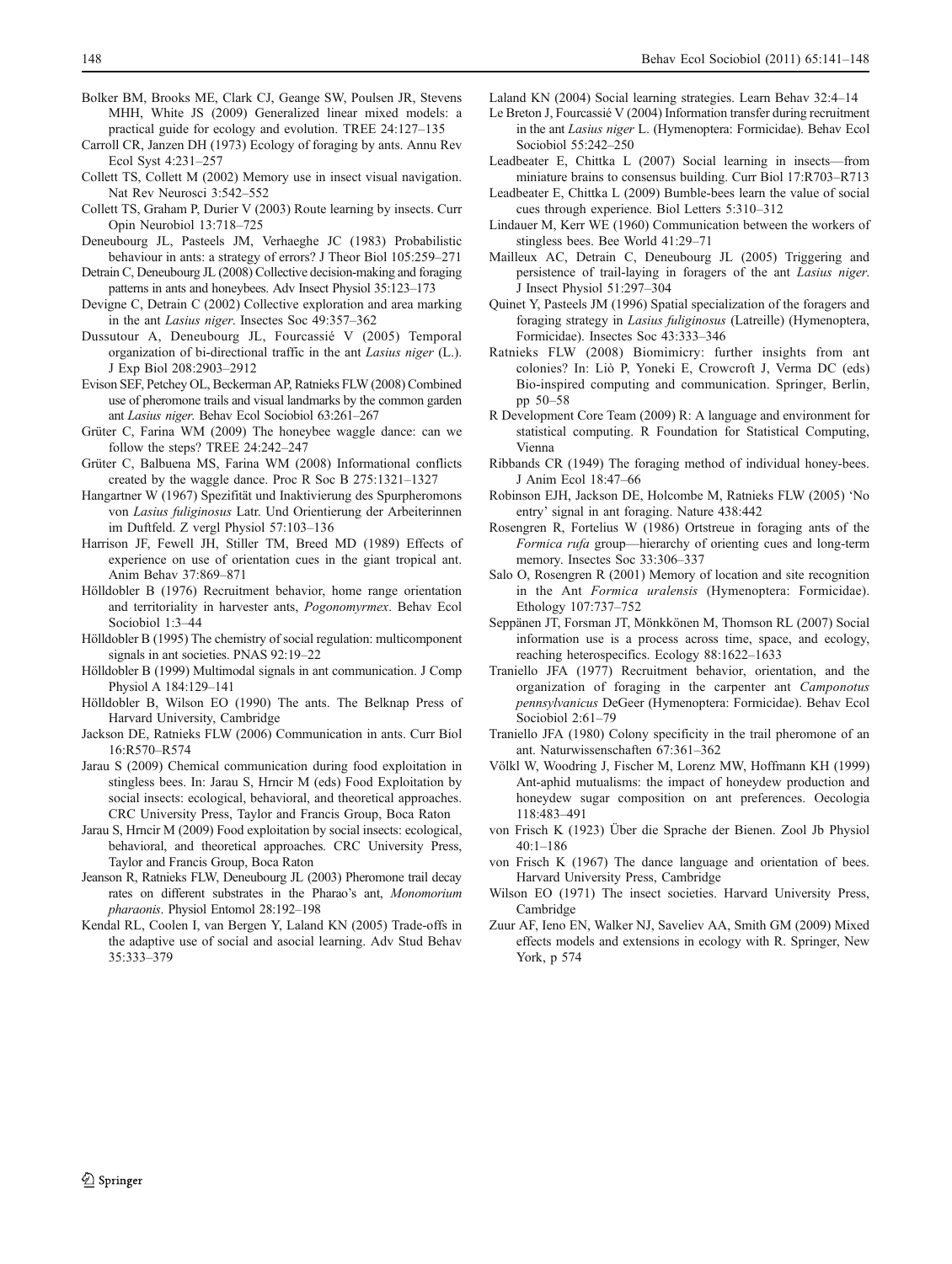Bolker BM, Brooks ME, Clark CJ, Geange SW, Poulsen JR, Stevens MHH, White JS (2009) Generalized linear mixed models: a practical guide for ecology and evolution. TREE 24:127–135

Carroll CR, Janzen DH (1973) Ecology of foraging by ants. Annu Rev Ecol Syst 4:231–257

Collett TS, Collett M (2002) Memory use in insect visual navigation. Nat Rev Neurosci 3:542–552

Collett TS, Graham P, Durier V (2003) Route learning by insects. Curr Opin Neurobiol 13:718–725

Deneubourg JL, Pasteels JM, Verhaeghe JC (1983) Probabilistic behaviour in ants: a strategy of errors? J Theor Biol 105:259–271

Detrain C, Deneubourg JL (2008) Collective decision-making and foraging patterns in ants and honeybees. Adv Insect Physiol 35:123–173

Devigne C, Detrain C (2002) Collective exploration and area marking in the ant *Lasius niger*. Insectes Soc 49:357–362

Dussutour A, Deneubourg JL, Fourcassié V (2005) Temporal organization of bi-directional traffic in the ant *Lasius niger* (L.). J Exp Biol 208:2903–2912

Evison SEF, Petchey OL, Beckerman AP, Ratnieks FLW (2008) Combined use of pheromone trails and visual landmarks by the common garden ant *Lasius niger*. Behav Ecol Sociobiol 63:261–267

Grüter C, Farina WM (2009) The honeybee waggle dance: can we follow the steps? TREE 24:242–247

Grüter C, Balbuena MS, Farina WM (2008) Informational conflicts created by the waggle dance. Proc R Soc B 275:1321–1327

Hangartner W (1967) Spezifität und Inaktivierung des Spurpheromons von *Lasius fuliginosus* Latr. Und Orientierung der Arbeiterinnen im Duftfeld. Z vergl Physiol 57:103–136

Harrison JF, Fewell JH, Stiller TM, Breed MD (1989) Effects of experience on use of orientation cues in the giant tropical ant. Anim Behav 37:869–871

Hölldobler B (1976) Recruitment behavior, home range orientation and territoriality in harvester ants, *Pogonomyrmex*. Behav Ecol Sociobiol 1:3–44

Hölldobler B (1995) The chemistry of social regulation: multicomponent signals in ant societies. PNAS 92:19–22

Hölldobler B (1999) Multimodal signals in ant communication. J Comp Physiol A 184:129–141

Hölldobler B, Wilson EO (1990) The ants. The Belknap Press of Harvard University, Cambridge

Jackson DE, Ratnieks FLW (2006) Communication in ants. Curr Biol 16:R570–R574

Jarau S (2009) Chemical communication during food exploitation in stingless bees. In: Jarau S, Hrncir M (eds) Food Exploitation by social insects: ecological, behavioral, and theoretical approaches. CRC University Press, Taylor and Francis Group, Boca Raton

Jarau S, Hrncir M (2009) Food exploitation by social insects: ecological, behavioral, and theoretical approaches. CRC University Press, Taylor and Francis Group, Boca Raton

Jeanson R, Ratnieks FLW, Deneubourg JL (2003) Pheromone trail decay rates on different substrates in the Pharao's ant, *Monomorium pharaonis*. Physiol Entomol 28:192–198

Kendal RL, Coolen I, van Bergen Y, Laland KN (2005) Trade-offs in the adaptive use of social and asocial learning. Adv Stud Behav 35:333–379

Laland KN (2004) Social learning strategies. Learn Behav 32:4–14

Le Breton J, Fourcassié V (2004) Information transfer during recruitment in the ant *Lasius niger* L. (Hymenoptera: Formicidae). Behav Ecol Sociobiol 55:242–250

Leadbeater E, Chittka L (2007) Social learning in insects—from miniature brains to consensus building. Curr Biol 17:R703–R713

Leadbeater E, Chittka L (2009) Bumble-bees learn the value of social cues through experience. Biol Letters 5:310–312

Lindauer M, Kerr WE (1960) Communication between the workers of stingless bees. Bee World 41:29–71

Mailleux AC, Detrain C, Deneubourg JL (2005) Triggering and persistence of trail-laying in foragers of the ant *Lasius niger*. J Insect Physiol 51:297–304

Quinet Y, Pasteels JM (1996) Spatial specialization of the foragers and foraging strategy in *Lasius fuliginosus* (Latreille) (Hymenoptera, Formicidae). Insectes Soc 43:333–346

Ratnieks FLW (2008) Biomimicry: further insights from ant colonies? In: Liò P, Yoneki E, Crowcroft J, Verma DC (eds) Bio-inspired computing and communication. Springer, Berlin, pp 50–58

R Development Core Team (2009) R: A language and environment for statistical computing. R Foundation for Statistical Computing, Vienna

Ribbands CR (1949) The foraging method of individual honey-bees. J Anim Ecol 18:47–66

Robinson EJH, Jackson DE, Holcombe M, Ratnieks FLW (2005) 'No entry' signal in ant foraging. Nature 438:442

Rosengren R, Fortelius W (1986) Ortstreue in foraging ants of the *Formica rufa* group—hierarchy of orienting cues and long-term memory. Insectes Soc 33:306–337

Salo O, Rosengren R (2001) Memory of location and site recognition in the Ant *Formica uralensis* (Hymenoptera: Formicidae). Ethology 107:737–752

Seppänen JT, Forsman JT, Mönkkönen M, Thomson RL (2007) Social information use is a process across time, space, and ecology, reaching heterospecifics. Ecology 88:1622–1633

Traniello JFA (1977) Recruitment behavior, orientation, and the organization of foraging in the carpenter ant *Camponotus pennsylvanicus* DeGeer (Hymenoptera: Formicidae). Behav Ecol Sociobiol 2:61–79

Traniello JFA (1980) Colony specificity in the trail pheromone of an ant. Naturwissenschaften 67:361–362

Völkl W, Woodring J, Fischer M, Lorenz MW, Hoffmann KH (1999) Ant-aphid mutualisms: the impact of honeydew production and honeydew sugar composition on ant preferences. Oecologia 118:483–491

von Frisch K (1923) Über die Sprache der Bienen. Zool Jb Physiol 40:1–186

von Frisch K (1967) The dance language and orientation of bees. Harvard University Press, Cambridge

Wilson EO (1971) The insect societies. Harvard University Press, Cambridge

Zuur AF, Ieno EN, Walker NJ, Saveliev AA, Smith GM (2009) Mixed effects models and extensions in ecology with R. Springer, New York, p 574